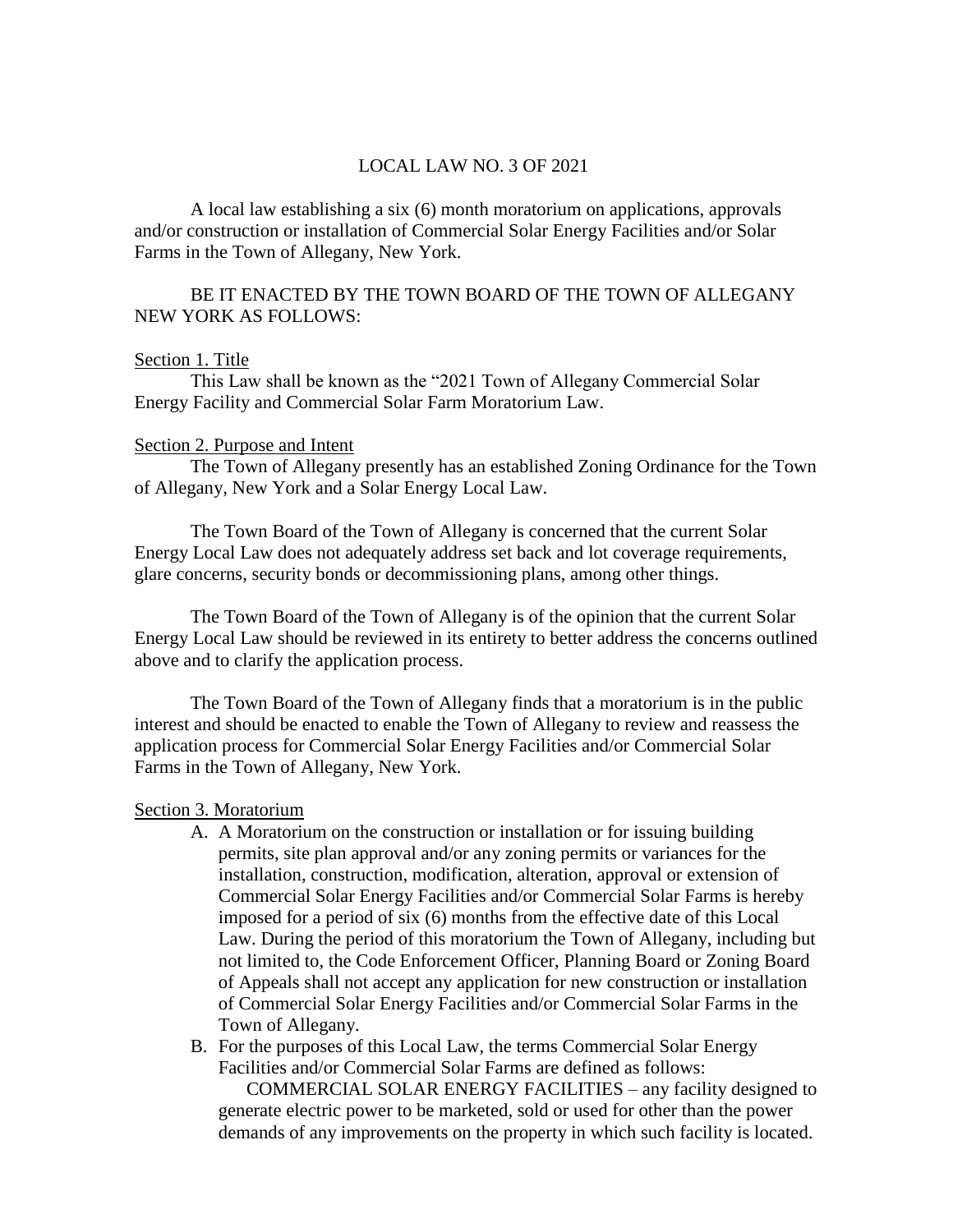# LOCAL LAW NO. 3 OF 2021

A local law establishing a six (6) month moratorium on applications, approvals and/or construction or installation of Commercial Solar Energy Facilities and/or Solar Farms in the Town of Allegany, New York.

BE IT ENACTED BY THE TOWN BOARD OF THE TOWN OF ALLEGANY NEW YORK AS FOLLOWS:

## Section 1. Title

This Law shall be known as the "2021 Town of Allegany Commercial Solar Energy Facility and Commercial Solar Farm Moratorium Law.

## Section 2. Purpose and Intent

The Town of Allegany presently has an established Zoning Ordinance for the Town of Allegany, New York and a Solar Energy Local Law.

The Town Board of the Town of Allegany is concerned that the current Solar Energy Local Law does not adequately address set back and lot coverage requirements, glare concerns, security bonds or decommissioning plans, among other things.

The Town Board of the Town of Allegany is of the opinion that the current Solar Energy Local Law should be reviewed in its entirety to better address the concerns outlined above and to clarify the application process.

The Town Board of the Town of Allegany finds that a moratorium is in the public interest and should be enacted to enable the Town of Allegany to review and reassess the application process for Commercial Solar Energy Facilities and/or Commercial Solar Farms in the Town of Allegany, New York.

## Section 3. Moratorium

A. A Moratorium on the construction or installation or for issuing building permits, site plan approval and/or any zoning permits or variances for the installation, construction, modification, alteration, approval or extension of Commercial Solar Energy Facilities and/or Commercial Solar Farms is hereby imposed for a period of six (6) months from the effective date of this Local Law. During the period of this moratorium the Town of Allegany, including but not limited to, the Code Enforcement Officer, Planning Board or Zoning Board of Appeals shall not accept any application for new construction or installation of Commercial Solar Energy Facilities and/or Commercial Solar Farms in the Town of Allegany.

B. For the purposes of this Local Law, the terms Commercial Solar Energy Facilities and/or Commercial Solar Farms are defined as follows:

COMMERCIAL SOLAR ENERGY FACILITIES – any facility designed to generate electric power to be marketed, sold or used for other than the power demands of any improvements on the property in which such facility is located.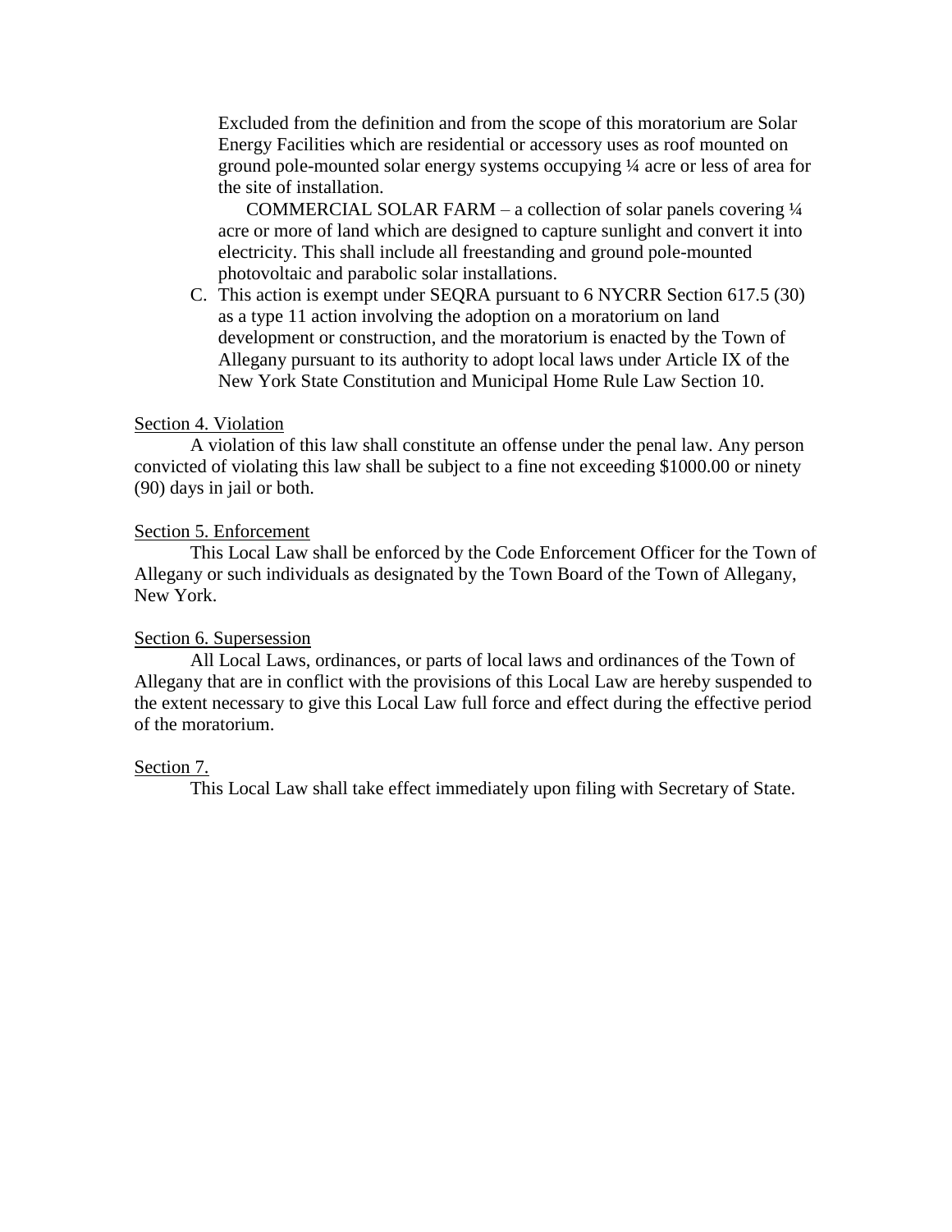Excluded from the definition and from the scope of this moratorium are Solar Energy Facilities which are residential or accessory uses as roof mounted on ground pole-mounted solar energy systems occupying ¼ acre or less of area for the site of installation.

COMMERCIAL SOLAR FARM – a collection of solar panels covering ¼ acre or more of land which are designed to capture sunlight and convert it into electricity. This shall include all freestanding and ground pole-mounted photovoltaic and parabolic solar installations.

C. This action is exempt under SEQRA pursuant to 6 NYCRR Section 617.5 (30) as a type 11 action involving the adoption on a moratorium on land development or construction, and the moratorium is enacted by the Town of Allegany pursuant to its authority to adopt local laws under Article IX of the New York State Constitution and Municipal Home Rule Law Section 10.

Section 4. Violation

A violation of this law shall constitute an offense under the penal law. Any person convicted of violating this law shall be subject to a fine not exceeding $1000.00 or ninety (90) days in jail or both.

Section 5. Enforcement

This Local Law shall be enforced by the Code Enforcement Officer for the Town of Allegany or such individuals as designated by the Town Board of the Town of Allegany, New York.

Section 6. Supersession

All Local Laws, ordinances, or parts of local laws and ordinances of the Town of Allegany that are in conflict with the provisions of this Local Law are hereby suspended to the extent necessary to give this Local Law full force and effect during the effective period of the moratorium.

Section 7.

This Local Law shall take effect immediately upon filing with Secretary of State.